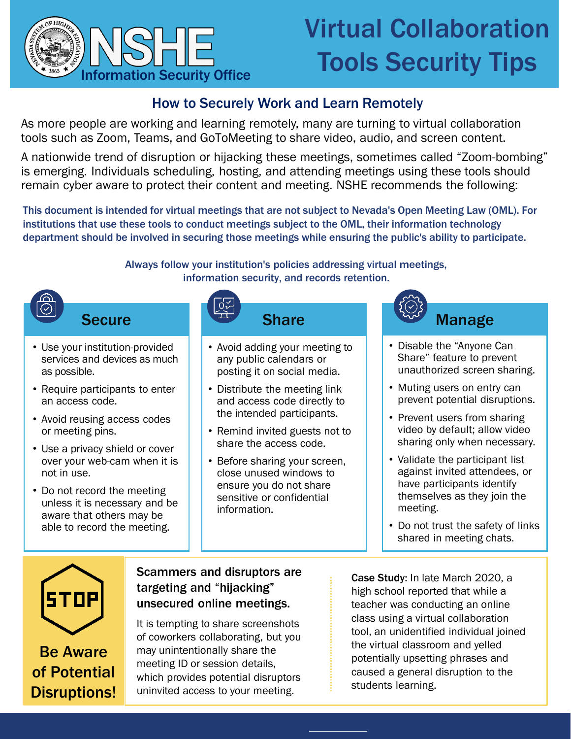NSHE Information Security Office

# Virtual Collaboration Tools Security Tips

## How to Securely Work and Learn Remotely

As more people are working and learning remotely, many are turning to virtual collaboration tools such as Zoom, Teams, and GoToMeeting to share video, audio, and screen content.

A nationwide trend of disruption or hijacking these meetings, sometimes called "Zoom-bombing" is emerging. Individuals scheduling, hosting, and attending meetings using these tools should remain cyber aware to protect their content and meeting. NSHE recommends the following:

**This document is intended for virtual meetings that are not subject to Nevada's Open Meeting Law (OML). For institutions that use these tools to conduct meetings subject to the OML, their information technology department should be involved in securing those meetings while ensuring the public's ability to participate.**

**Always follow your institution's policies addressing virtual meetings, information security, and records retention.**

### Secure

- Use your institution-provided services and devices as much as possible.
- Require participants to enter an access code.
- Avoid reusing access codes or meeting pins.
- Use a privacy shield or cover over your web-cam when it is not in use.
- Do not record the meeting unless it is necessary and be aware that others may be able to record the meeting.

### Share

- Avoid adding your meeting to any public calendars or posting it on social media.
- Distribute the meeting link and access code directly to the intended participants.
- Remind invited guests not to share the access code.
- Before sharing your screen, close unused windows to ensure you do not share sensitive or confidential information.

### Manage

- Disable the "Anyone Can Share" feature to prevent unauthorized screen sharing.
- Muting users on entry can prevent potential disruptions.
- Prevent users from sharing video by default; allow video sharing only when necessary.
- Validate the participant list against invited attendees, or have participants identify themselves as they join the meeting.
- Do not trust the safety of links shared in meeting chats.

### STOP — Be Aware of Potential Disruptions!

**Scammers and disruptors are targeting and "hijacking" unsecured online meetings.**

It is tempting to share screenshots of coworkers collaborating, but you may unintentionally share the meeting ID or session details, which provides potential disruptors uninvited access to your meeting.

**Case Study:** In late March 2020, a high school reported that while a teacher was conducting an online class using a virtual collaboration tool, an unidentified individual joined the virtual classroom and yelled potentially upsetting phrases and caused a general disruption to the students learning.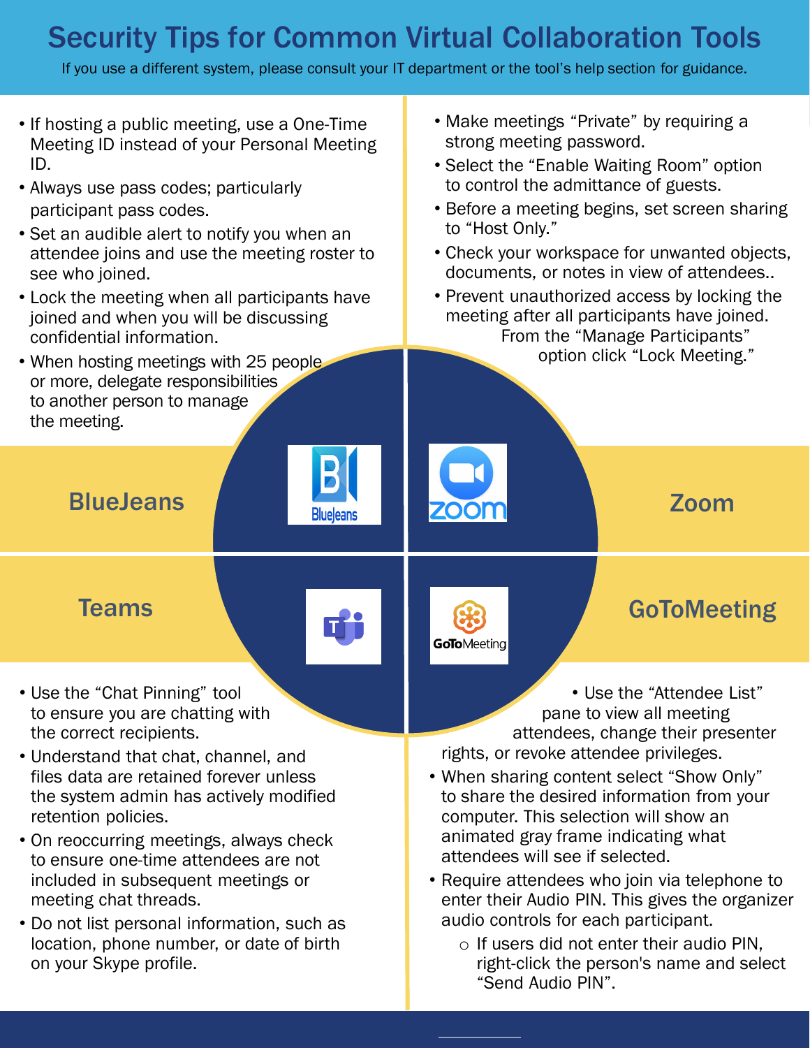# Security Tips for Common Virtual Collaboration Tools

If you use a different system, please consult your IT department or the tool's help section for guidance.

## BlueJeans

- If hosting a public meeting, use a One-Time Meeting ID instead of your Personal Meeting ID.
- Always use pass codes; particularly participant pass codes.
- Set an audible alert to notify you when an attendee joins and use the meeting roster to see who joined.
- Lock the meeting when all participants have joined and when you will be discussing confidential information.
- When hosting meetings with 25 people or more, delegate responsibilities to another person to manage the meeting.

## Zoom

- Make meetings "Private" by requiring a strong meeting password.
- Select the "Enable Waiting Room" option to control the admittance of guests.
- Before a meeting begins, set screen sharing to "Host Only."
- Check your workspace for unwanted objects, documents, or notes in view of attendees..
- Prevent unauthorized access by locking the meeting after all participants have joined. From the "Manage Participants" option click "Lock Meeting."

## Teams

- Use the "Chat Pinning" tool to ensure you are chatting with the correct recipients.
- Understand that chat, channel, and files data are retained forever unless the system admin has actively modified retention policies.
- On reoccurring meetings, always check to ensure one-time attendees are not included in subsequent meetings or meeting chat threads.
- Do not list personal information, such as location, phone number, or date of birth on your Skype profile.

## GoToMeeting

- Use the "Attendee List" pane to view all meeting attendees, change their presenter rights, or revoke attendee privileges.
- When sharing content select "Show Only" to share the desired information from your computer. This selection will show an animated gray frame indicating what attendees will see if selected.
- Require attendees who join via telephone to enter their Audio PIN. This gives the organizer audio controls for each participant.
  - If users did not enter their audio PIN, right-click the person's name and select "Send Audio PIN".